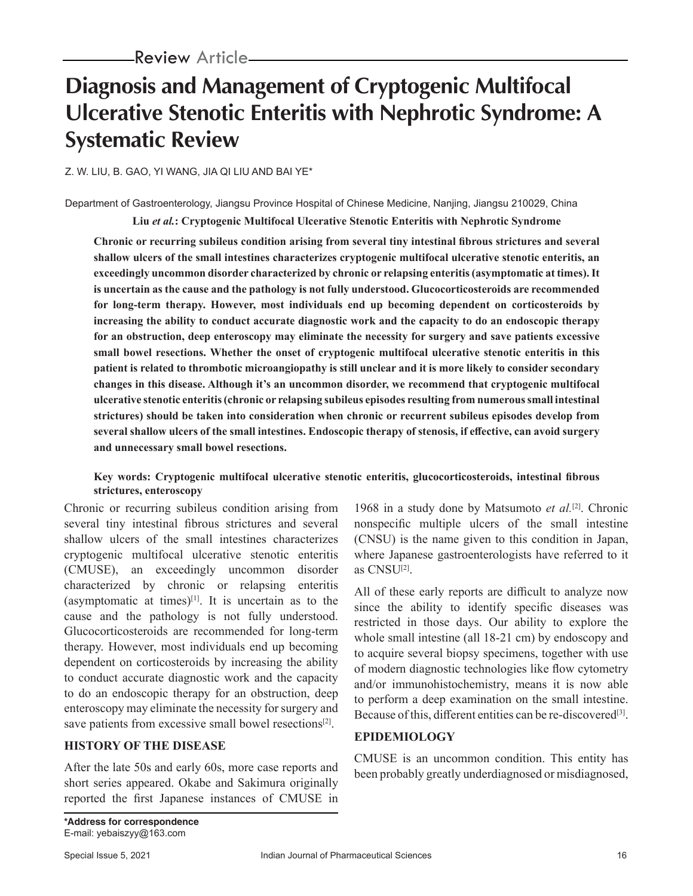Review Article

# Diagnosis and Management of Cryptogenic Multifocal Ulcerative Stenotic Enteritis with Nephrotic Syndrome: A Systematic Review

Z. W. LIU, B. GAO, YI WANG, JIA QI LIU AND BAI YE*

Department of Gastroenterology, Jiangsu Province Hospital of Chinese Medicine, Nanjing, Jiangsu 210029, China

**Liu *et al.*: Cryptogenic Multifocal Ulcerative Stenotic Enteritis with Nephrotic Syndrome**

**Chronic or recurring subileus condition arising from several tiny intestinal fibrous strictures and several shallow ulcers of the small intestines characterizes cryptogenic multifocal ulcerative stenotic enteritis, an exceedingly uncommon disorder characterized by chronic or relapsing enteritis (asymptomatic at times). It is uncertain as the cause and the pathology is not fully understood. Glucocorticosteroids are recommended for long-term therapy. However, most individuals end up becoming dependent on corticosteroids by increasing the ability to conduct accurate diagnostic work and the capacity to do an endoscopic therapy for an obstruction, deep enteroscopy may eliminate the necessity for surgery and save patients excessive small bowel resections. Whether the onset of cryptogenic multifocal ulcerative stenotic enteritis in this patient is related to thrombotic microangiopathy is still unclear and it is more likely to consider secondary changes in this disease. Although it's an uncommon disorder, we recommend that cryptogenic multifocal ulcerative stenotic enteritis (chronic or relapsing subileus episodes resulting from numerous small intestinal strictures) should be taken into consideration when chronic or recurrent subileus episodes develop from several shallow ulcers of the small intestines. Endoscopic therapy of stenosis, if effective, can avoid surgery and unnecessary small bowel resections.**

**Key words: Cryptogenic multifocal ulcerative stenotic enteritis, glucocorticosteroids, intestinal fibrous strictures, enteroscopy**

Chronic or recurring subileus condition arising from several tiny intestinal fibrous strictures and several shallow ulcers of the small intestines characterizes cryptogenic multifocal ulcerative stenotic enteritis (CMUSE), an exceedingly uncommon disorder characterized by chronic or relapsing enteritis (asymptomatic at times)[1]. It is uncertain as to the cause and the pathology is not fully understood. Glucocorticosteroids are recommended for long-term therapy. However, most individuals end up becoming dependent on corticosteroids by increasing the ability to conduct accurate diagnostic work and the capacity to do an endoscopic therapy for an obstruction, deep enteroscopy may eliminate the necessity for surgery and save patients from excessive small bowel resections[2].

## HISTORY OF THE DISEASE

After the late 50s and early 60s, more case reports and short series appeared. Okabe and Sakimura originally reported the first Japanese instances of CMUSE in 1968 in a study done by Matsumoto *et al.*[2]. Chronic nonspecific multiple ulcers of the small intestine (CNSU) is the name given to this condition in Japan, where Japanese gastroenterologists have referred to it as CNSU[2].

All of these early reports are difficult to analyze now since the ability to identify specific diseases was restricted in those days. Our ability to explore the whole small intestine (all 18-21 cm) by endoscopy and to acquire several biopsy specimens, together with use of modern diagnostic technologies like flow cytometry and/or immunohistochemistry, means it is now able to perform a deep examination on the small intestine. Because of this, different entities can be re-discovered[3].

## EPIDEMIOLOGY

CMUSE is an uncommon condition. This entity has been probably greatly underdiagnosed or misdiagnosed,

**\*Address for correspondence**
E-mail: yebaiszyy@163.com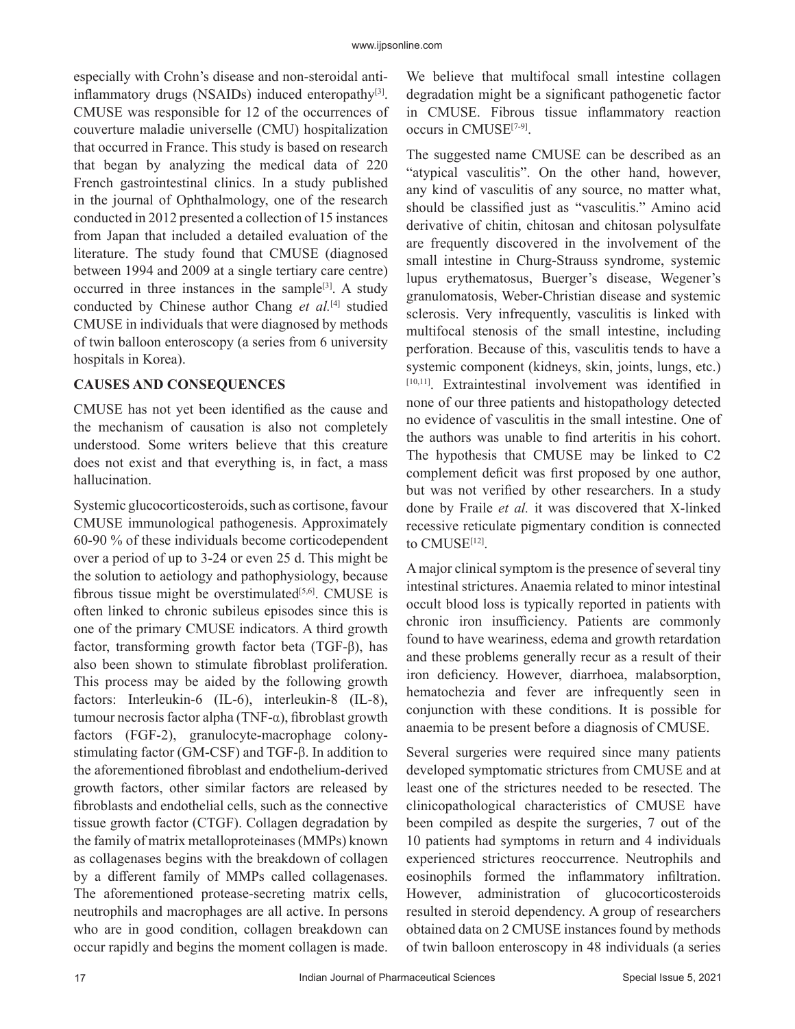especially with Crohn's disease and non-steroidal anti-inflammatory drugs (NSAIDs) induced enteropathy[3]. CMUSE was responsible for 12 of the occurrences of couverture maladie universelle (CMU) hospitalization that occurred in France. This study is based on research that began by analyzing the medical data of 220 French gastrointestinal clinics. In a study published in the journal of Ophthalmology, one of the research conducted in 2012 presented a collection of 15 instances from Japan that included a detailed evaluation of the literature. The study found that CMUSE (diagnosed between 1994 and 2009 at a single tertiary care centre) occurred in three instances in the sample[3]. A study conducted by Chinese author Chang *et al.*[4] studied CMUSE in individuals that were diagnosed by methods of twin balloon enteroscopy (a series from 6 university hospitals in Korea).

## CAUSES AND CONSEQUENCES

CMUSE has not yet been identified as the cause and the mechanism of causation is also not completely understood. Some writers believe that this creature does not exist and that everything is, in fact, a mass hallucination.

Systemic glucocorticosteroids, such as cortisone, favour CMUSE immunological pathogenesis. Approximately 60-90 % of these individuals become corticodependent over a period of up to 3-24 or even 25 d. This might be the solution to aetiology and pathophysiology, because fibrous tissue might be overstimulated[5,6]. CMUSE is often linked to chronic subileus episodes since this is one of the primary CMUSE indicators. A third growth factor, transforming growth factor beta (TGF-β), has also been shown to stimulate fibroblast proliferation. This process may be aided by the following growth factors: Interleukin-6 (IL-6), interleukin-8 (IL-8), tumour necrosis factor alpha (TNF-α), fibroblast growth factors (FGF-2), granulocyte-macrophage colony-stimulating factor (GM-CSF) and TGF-β. In addition to the aforementioned fibroblast and endothelium-derived growth factors, other similar factors are released by fibroblasts and endothelial cells, such as the connective tissue growth factor (CTGF). Collagen degradation by the family of matrix metalloproteinases (MMPs) known as collagenases begins with the breakdown of collagen by a different family of MMPs called collagenases. The aforementioned protease-secreting matrix cells, neutrophils and macrophages are all active. In persons who are in good condition, collagen breakdown can occur rapidly and begins the moment collagen is made. We believe that multifocal small intestine collagen degradation might be a significant pathogenetic factor in CMUSE. Fibrous tissue inflammatory reaction occurs in CMUSE[7-9].

The suggested name CMUSE can be described as an "atypical vasculitis". On the other hand, however, any kind of vasculitis of any source, no matter what, should be classified just as "vasculitis." Amino acid derivative of chitin, chitosan and chitosan polysulfate are frequently discovered in the involvement of the small intestine in Churg-Strauss syndrome, systemic lupus erythematosus, Buerger's disease, Wegener's granulomatosis, Weber-Christian disease and systemic sclerosis. Very infrequently, vasculitis is linked with multifocal stenosis of the small intestine, including perforation. Because of this, vasculitis tends to have a systemic component (kidneys, skin, joints, lungs, etc.) [10,11]. Extraintestinal involvement was identified in none of our three patients and histopathology detected no evidence of vasculitis in the small intestine. One of the authors was unable to find arteritis in his cohort. The hypothesis that CMUSE may be linked to C2 complement deficit was first proposed by one author, but was not verified by other researchers. In a study done by Fraile *et al.* it was discovered that X-linked recessive reticulate pigmentary condition is connected to CMUSE[12].

A major clinical symptom is the presence of several tiny intestinal strictures. Anaemia related to minor intestinal occult blood loss is typically reported in patients with chronic iron insufficiency. Patients are commonly found to have weariness, edema and growth retardation and these problems generally recur as a result of their iron deficiency. However, diarrhoea, malabsorption, hematochezia and fever are infrequently seen in conjunction with these conditions. It is possible for anaemia to be present before a diagnosis of CMUSE.

Several surgeries were required since many patients developed symptomatic strictures from CMUSE and at least one of the strictures needed to be resected. The clinicopathological characteristics of CMUSE have been compiled as despite the surgeries, 7 out of the 10 patients had symptoms in return and 4 individuals experienced strictures reoccurrence. Neutrophils and eosinophils formed the inflammatory infiltration. However, administration of glucocorticosteroids resulted in steroid dependency. A group of researchers obtained data on 2 CMUSE instances found by methods of twin balloon enteroscopy in 48 individuals (a series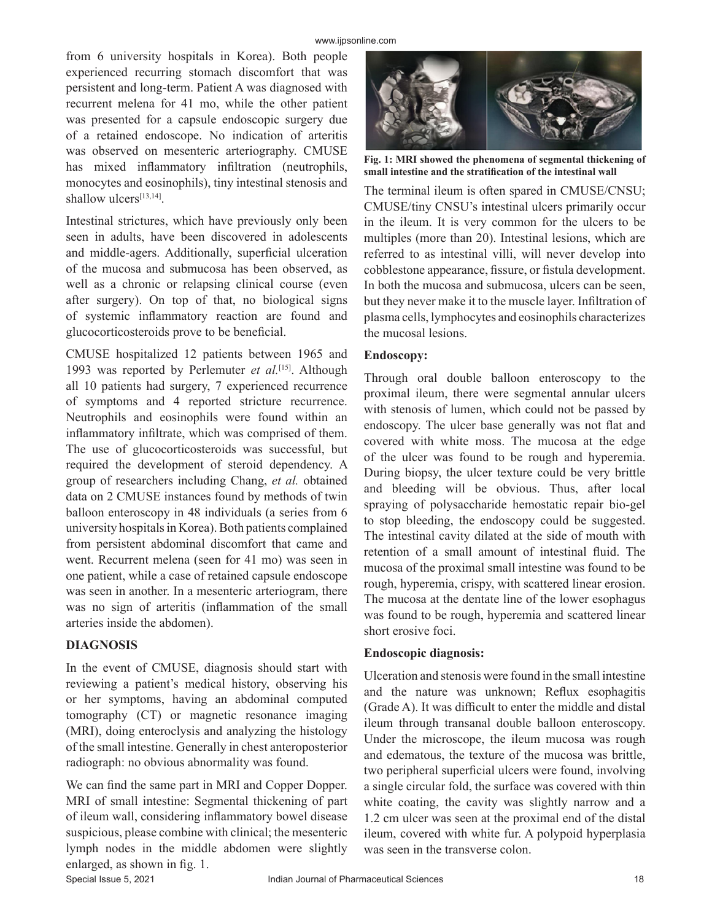from 6 university hospitals in Korea). Both people experienced recurring stomach discomfort that was persistent and long-term. Patient A was diagnosed with recurrent melena for 41 mo, while the other patient was presented for a capsule endoscopic surgery due of a retained endoscope. No indication of arteritis was observed on mesenteric arteriography. CMUSE has mixed inflammatory infiltration (neutrophils, monocytes and eosinophils), tiny intestinal stenosis and shallow ulcers[13,14].

Intestinal strictures, which have previously only been seen in adults, have been discovered in adolescents and middle-agers. Additionally, superficial ulceration of the mucosa and submucosa has been observed, as well as a chronic or relapsing clinical course (even after surgery). On top of that, no biological signs of systemic inflammatory reaction are found and glucocorticosteroids prove to be beneficial.

CMUSE hospitalized 12 patients between 1965 and 1993 was reported by Perlemuter *et al.*[15]. Although all 10 patients had surgery, 7 experienced recurrence of symptoms and 4 reported stricture recurrence. Neutrophils and eosinophils were found within an inflammatory infiltrate, which was comprised of them. The use of glucocorticosteroids was successful, but required the development of steroid dependency. A group of researchers including Chang, *et al.* obtained data on 2 CMUSE instances found by methods of twin balloon enteroscopy in 48 individuals (a series from 6 university hospitals in Korea). Both patients complained from persistent abdominal discomfort that came and went. Recurrent melena (seen for 41 mo) was seen in one patient, while a case of retained capsule endoscope was seen in another. In a mesenteric arteriogram, there was no sign of arteritis (inflammation of the small arteries inside the abdomen).

## DIAGNOSIS

In the event of CMUSE, diagnosis should start with reviewing a patient's medical history, observing his or her symptoms, having an abdominal computed tomography (CT) or magnetic resonance imaging (MRI), doing enteroclysis and analyzing the histology of the small intestine. Generally in chest anteroposterior radiograph: no obvious abnormality was found.

We can find the same part in MRI and Copper Dopper. MRI of small intestine: Segmental thickening of part of ileum wall, considering inflammatory bowel disease suspicious, please combine with clinical; the mesenteric lymph nodes in the middle abdomen were slightly enlarged, as shown in fig. 1.

**Fig. 1: MRI showed the phenomena of segmental thickening of small intestine and the stratification of the intestinal wall**

The terminal ileum is often spared in CMUSE/CNSU; CMUSE/tiny CNSU's intestinal ulcers primarily occur in the ileum. It is very common for the ulcers to be multiples (more than 20). Intestinal lesions, which are referred to as intestinal villi, will never develop into cobblestone appearance, fissure, or fistula development. In both the mucosa and submucosa, ulcers can be seen, but they never make it to the muscle layer. Infiltration of plasma cells, lymphocytes and eosinophils characterizes the mucosal lesions.

### Endoscopy:

Through oral double balloon enteroscopy to the proximal ileum, there were segmental annular ulcers with stenosis of lumen, which could not be passed by endoscopy. The ulcer base generally was not flat and covered with white moss. The mucosa at the edge of the ulcer was found to be rough and hyperemia. During biopsy, the ulcer texture could be very brittle and bleeding will be obvious. Thus, after local spraying of polysaccharide hemostatic repair bio-gel to stop bleeding, the endoscopy could be suggested. The intestinal cavity dilated at the side of mouth with retention of a small amount of intestinal fluid. The mucosa of the proximal small intestine was found to be rough, hyperemia, crispy, with scattered linear erosion. The mucosa at the dentate line of the lower esophagus was found to be rough, hyperemia and scattered linear short erosive foci.

### Endoscopic diagnosis:

Ulceration and stenosis were found in the small intestine and the nature was unknown; Reflux esophagitis (Grade A). It was difficult to enter the middle and distal ileum through transanal double balloon enteroscopy. Under the microscope, the ileum mucosa was rough and edematous, the texture of the mucosa was brittle, two peripheral superficial ulcers were found, involving a single circular fold, the surface was covered with thin white coating, the cavity was slightly narrow and a 1.2 cm ulcer was seen at the proximal end of the distal ileum, covered with white fur. A polypoid hyperplasia was seen in the transverse colon.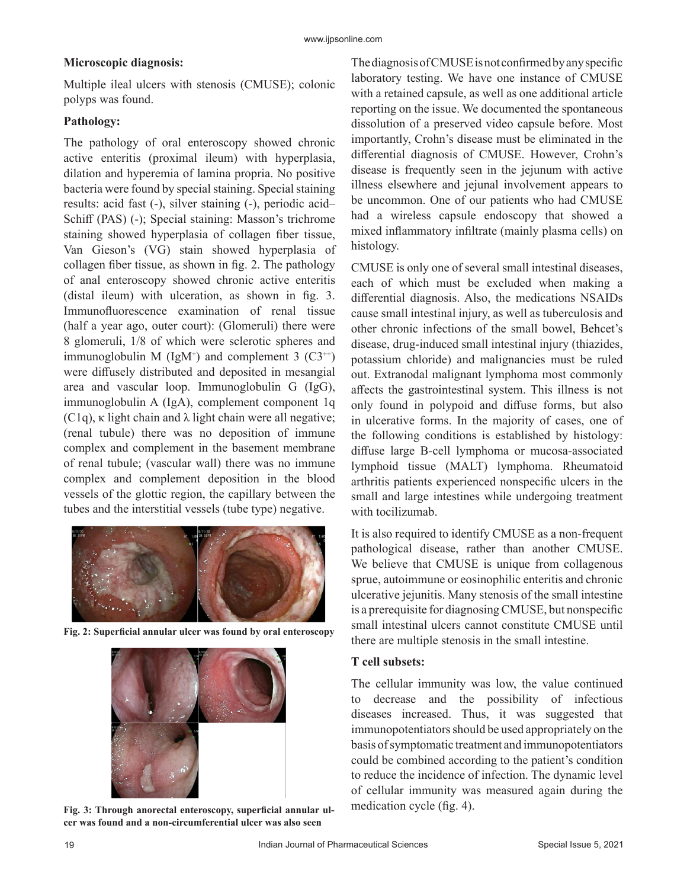**Microscopic diagnosis:**

Multiple ileal ulcers with stenosis (CMUSE); colonic polyps was found.

**Pathology:**

The pathology of oral enteroscopy showed chronic active enteritis (proximal ileum) with hyperplasia, dilation and hyperemia of lamina propria. No positive bacteria were found by special staining. Special staining results: acid fast (-), silver staining (-), periodic acid–Schiff (PAS) (-); Special staining: Masson's trichrome staining showed hyperplasia of collagen fiber tissue, Van Gieson's (VG) stain showed hyperplasia of collagen fiber tissue, as shown in fig. 2. The pathology of anal enteroscopy showed chronic active enteritis (distal ileum) with ulceration, as shown in fig. 3. Immunofluorescence examination of renal tissue (half a year ago, outer court): (Glomeruli) there were 8 glomeruli, 1/8 of which were sclerotic spheres and immunoglobulin M ($IgM^+$) and complement 3 ($C3^{++}$) were diffusely distributed and deposited in mesangial area and vascular loop. Immunoglobulin G (IgG), immunoglobulin A (IgA), complement component 1q (C1q), κ light chain and λ light chain were all negative; (renal tubule) there was no deposition of immune complex and complement in the basement membrane of renal tubule; (vascular wall) there was no immune complex and complement deposition in the blood vessels of the glottic region, the capillary between the tubes and the interstitial vessels (tube type) negative.

**Fig. 2: Superficial annular ulcer was found by oral enteroscopy**

**Fig. 3: Through anorectal enteroscopy, superficial annular ulcer was found and a non-circumferential ulcer was also seen**

The diagnosis of CMUSE is not confirmed by any specific laboratory testing. We have one instance of CMUSE with a retained capsule, as well as one additional article reporting on the issue. We documented the spontaneous dissolution of a preserved video capsule before. Most importantly, Crohn's disease must be eliminated in the differential diagnosis of CMUSE. However, Crohn's disease is frequently seen in the jejunum with active illness elsewhere and jejunal involvement appears to be uncommon. One of our patients who had CMUSE had a wireless capsule endoscopy that showed a mixed inflammatory infiltrate (mainly plasma cells) on histology.

CMUSE is only one of several small intestinal diseases, each of which must be excluded when making a differential diagnosis. Also, the medications NSAIDs cause small intestinal injury, as well as tuberculosis and other chronic infections of the small bowel, Behcet's disease, drug-induced small intestinal injury (thiazides, potassium chloride) and malignancies must be ruled out. Extranodal malignant lymphoma most commonly affects the gastrointestinal system. This illness is not only found in polypoid and diffuse forms, but also in ulcerative forms. In the majority of cases, one of the following conditions is established by histology: diffuse large B-cell lymphoma or mucosa-associated lymphoid tissue (MALT) lymphoma. Rheumatoid arthritis patients experienced nonspecific ulcers in the small and large intestines while undergoing treatment with tocilizumab.

It is also required to identify CMUSE as a non-frequent pathological disease, rather than another CMUSE. We believe that CMUSE is unique from collagenous sprue, autoimmune or eosinophilic enteritis and chronic ulcerative jejunitis. Many stenosis of the small intestine is a prerequisite for diagnosing CMUSE, but nonspecific small intestinal ulcers cannot constitute CMUSE until there are multiple stenosis in the small intestine.

**T cell subsets:**

The cellular immunity was low, the value continued to decrease and the possibility of infectious diseases increased. Thus, it was suggested that immunopotentiators should be used appropriately on the basis of symptomatic treatment and immunopotentiators could be combined according to the patient's condition to reduce the incidence of infection. The dynamic level of cellular immunity was measured again during the medication cycle (fig. 4).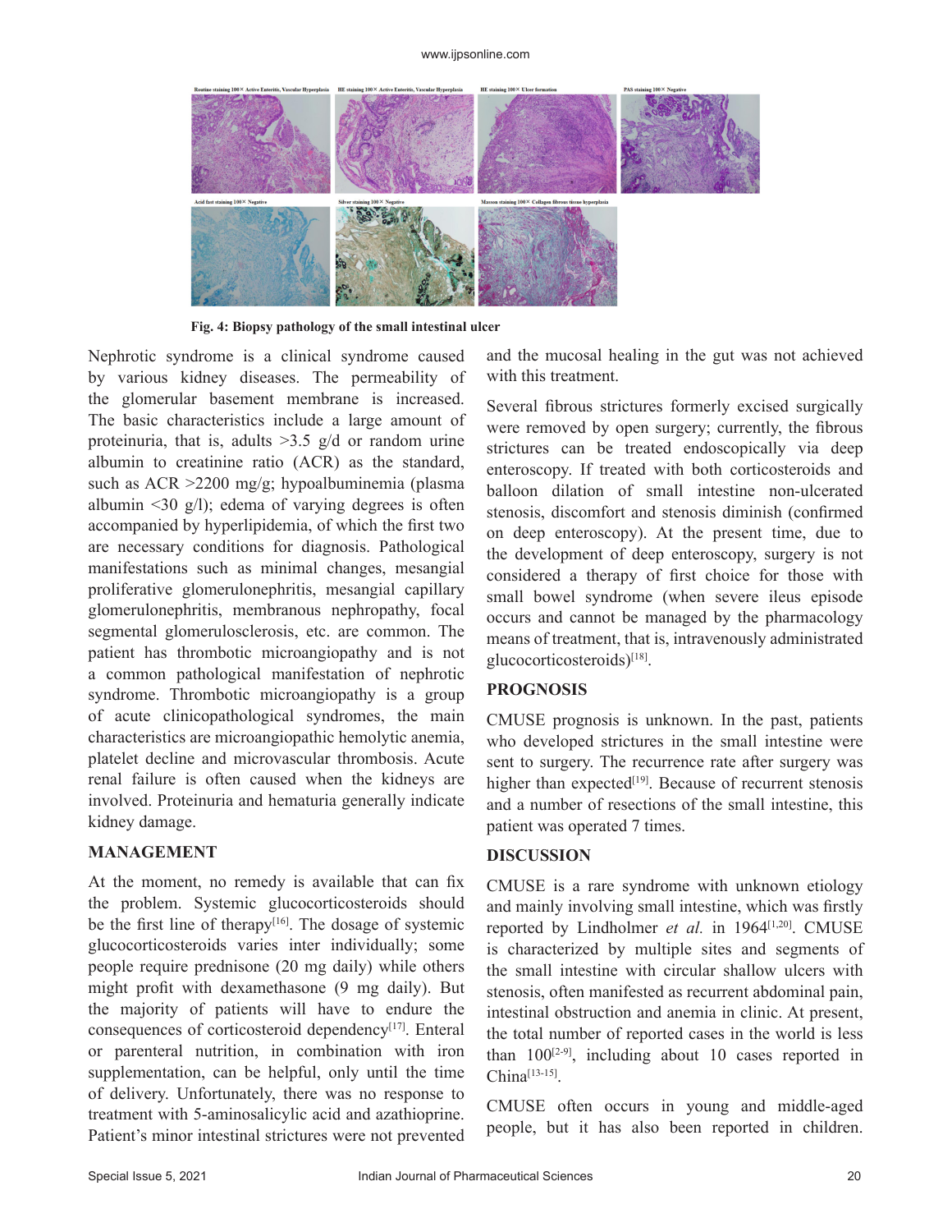Routine staining 100× Active Enteritis, Vascular Hyperplasia

HE staining 100× Active Enteritis, Vascular Hyperplasia

HE staining 100× Ulcer formation

PAS staining 100× Negative

Acid fast staining 100× Negative

Silver staining 100× Negative

Masson staining 100× Collagen fibrous tissue hyperplasia

**Fig. 4: Biopsy pathology of the small intestinal ulcer**

Nephrotic syndrome is a clinical syndrome caused by various kidney diseases. The permeability of the glomerular basement membrane is increased. The basic characteristics include a large amount of proteinuria, that is, adults >3.5 g/d or random urine albumin to creatinine ratio (ACR) as the standard, such as ACR >2200 mg/g; hypoalbuminemia (plasma albumin <30 g/l); edema of varying degrees is often accompanied by hyperlipidemia, of which the first two are necessary conditions for diagnosis. Pathological manifestations such as minimal changes, mesangial proliferative glomerulonephritis, mesangial capillary glomerulonephritis, membranous nephropathy, focal segmental glomerulosclerosis, etc. are common. The patient has thrombotic microangiopathy and is not a common pathological manifestation of nephrotic syndrome. Thrombotic microangiopathy is a group of acute clinicopathological syndromes, the main characteristics are microangiopathic hemolytic anemia, platelet decline and microvascular thrombosis. Acute renal failure is often caused when the kidneys are involved. Proteinuria and hematuria generally indicate kidney damage.

## MANAGEMENT

At the moment, no remedy is available that can fix the problem. Systemic glucocorticosteroids should be the first line of therapy[16]. The dosage of systemic glucocorticosteroids varies inter individually; some people require prednisone (20 mg daily) while others might profit with dexamethasone (9 mg daily). But the majority of patients will have to endure the consequences of corticosteroid dependency[17]. Enteral or parenteral nutrition, in combination with iron supplementation, can be helpful, only until the time of delivery. Unfortunately, there was no response to treatment with 5-aminosalicylic acid and azathioprine. Patient's minor intestinal strictures were not prevented and the mucosal healing in the gut was not achieved with this treatment.

Several fibrous strictures formerly excised surgically were removed by open surgery; currently, the fibrous strictures can be treated endoscopically via deep enteroscopy. If treated with both corticosteroids and balloon dilation of small intestine non-ulcerated stenosis, discomfort and stenosis diminish (confirmed on deep enteroscopy). At the present time, due to the development of deep enteroscopy, surgery is not considered a therapy of first choice for those with small bowel syndrome (when severe ileus episode occurs and cannot be managed by the pharmacology means of treatment, that is, intravenously administrated glucocorticosteroids)[18].

## PROGNOSIS

CMUSE prognosis is unknown. In the past, patients who developed strictures in the small intestine were sent to surgery. The recurrence rate after surgery was higher than expected[19]. Because of recurrent stenosis and a number of resections of the small intestine, this patient was operated 7 times.

## DISCUSSION

CMUSE is a rare syndrome with unknown etiology and mainly involving small intestine, which was firstly reported by Lindholmer *et al.* in 1964[1,20]. CMUSE is characterized by multiple sites and segments of the small intestine with circular shallow ulcers with stenosis, often manifested as recurrent abdominal pain, intestinal obstruction and anemia in clinic. At present, the total number of reported cases in the world is less than 100[2-9], including about 10 cases reported in China[13-15].

CMUSE often occurs in young and middle-aged people, but it has also been reported in children.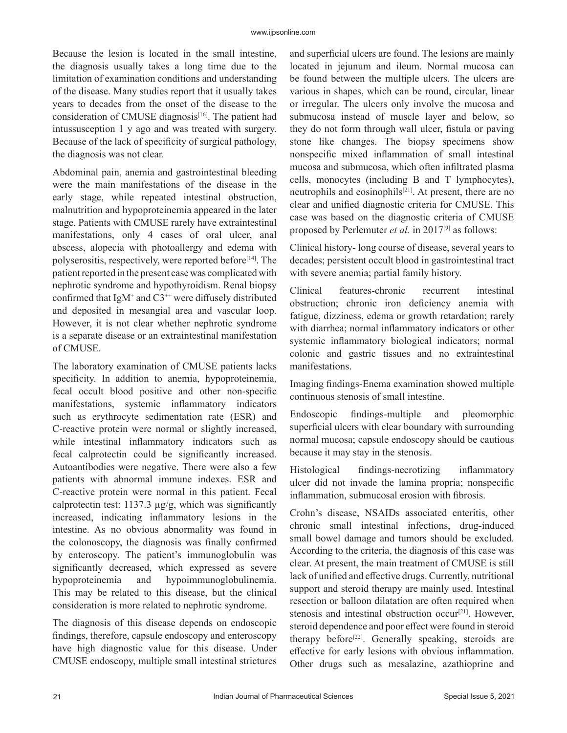Because the lesion is located in the small intestine, the diagnosis usually takes a long time due to the limitation of examination conditions and understanding of the disease. Many studies report that it usually takes years to decades from the onset of the disease to the consideration of CMUSE diagnosis[16]. The patient had intussusception 1 y ago and was treated with surgery. Because of the lack of specificity of surgical pathology, the diagnosis was not clear.

Abdominal pain, anemia and gastrointestinal bleeding were the main manifestations of the disease in the early stage, while repeated intestinal obstruction, malnutrition and hypoproteinemia appeared in the later stage. Patients with CMUSE rarely have extraintestinal manifestations, only 4 cases of oral ulcer, anal abscess, alopecia with photoallergy and edema with polyserositis, respectively, were reported before[14]. The patient reported in the present case was complicated with nephrotic syndrome and hypothyroidism. Renal biopsy confirmed that $IgM^{+}$ and $C3^{++}$ were diffusely distributed and deposited in mesangial area and vascular loop. However, it is not clear whether nephrotic syndrome is a separate disease or an extraintestinal manifestation of CMUSE.

The laboratory examination of CMUSE patients lacks specificity. In addition to anemia, hypoproteinemia, fecal occult blood positive and other non-specific manifestations, systemic inflammatory indicators such as erythrocyte sedimentation rate (ESR) and C-reactive protein were normal or slightly increased, while intestinal inflammatory indicators such as fecal calprotectin could be significantly increased. Autoantibodies were negative. There were also a few patients with abnormal immune indexes. ESR and C-reactive protein were normal in this patient. Fecal calprotectin test: 1137.3 µg/g, which was significantly increased, indicating inflammatory lesions in the intestine. As no obvious abnormality was found in the colonoscopy, the diagnosis was finally confirmed by enteroscopy. The patient's immunoglobulin was significantly decreased, which expressed as severe hypoproteinemia and hypoimmunoglobulinemia. This may be related to this disease, but the clinical consideration is more related to nephrotic syndrome.

The diagnosis of this disease depends on endoscopic findings, therefore, capsule endoscopy and enteroscopy have high diagnostic value for this disease. Under CMUSE endoscopy, multiple small intestinal strictures and superficial ulcers are found. The lesions are mainly located in jejunum and ileum. Normal mucosa can be found between the multiple ulcers. The ulcers are various in shapes, which can be round, circular, linear or irregular. The ulcers only involve the mucosa and submucosa instead of muscle layer and below, so they do not form through wall ulcer, fistula or paving stone like changes. The biopsy specimens show nonspecific mixed inflammation of small intestinal mucosa and submucosa, which often infiltrated plasma cells, monocytes (including B and T lymphocytes), neutrophils and eosinophils[21]. At present, there are no clear and unified diagnostic criteria for CMUSE. This case was based on the diagnostic criteria of CMUSE proposed by Perlemuter *et al.* in 2017[9] as follows:

Clinical history- long course of disease, several years to decades; persistent occult blood in gastrointestinal tract with severe anemia; partial family history.

Clinical features-chronic recurrent intestinal obstruction; chronic iron deficiency anemia with fatigue, dizziness, edema or growth retardation; rarely with diarrhea; normal inflammatory indicators or other systemic inflammatory biological indicators; normal colonic and gastric tissues and no extraintestinal manifestations.

Imaging findings-Enema examination showed multiple continuous stenosis of small intestine.

Endoscopic findings-multiple and pleomorphic superficial ulcers with clear boundary with surrounding normal mucosa; capsule endoscopy should be cautious because it may stay in the stenosis.

Histological findings-necrotizing inflammatory ulcer did not invade the lamina propria; nonspecific inflammation, submucosal erosion with fibrosis.

Crohn's disease, NSAIDs associated enteritis, other chronic small intestinal infections, drug-induced small bowel damage and tumors should be excluded. According to the criteria, the diagnosis of this case was clear. At present, the main treatment of CMUSE is still lack of unified and effective drugs. Currently, nutritional support and steroid therapy are mainly used. Intestinal resection or balloon dilatation are often required when stenosis and intestinal obstruction occur[21]. However, steroid dependence and poor effect were found in steroid therapy before[22]. Generally speaking, steroids are effective for early lesions with obvious inflammation. Other drugs such as mesalazine, azathioprine and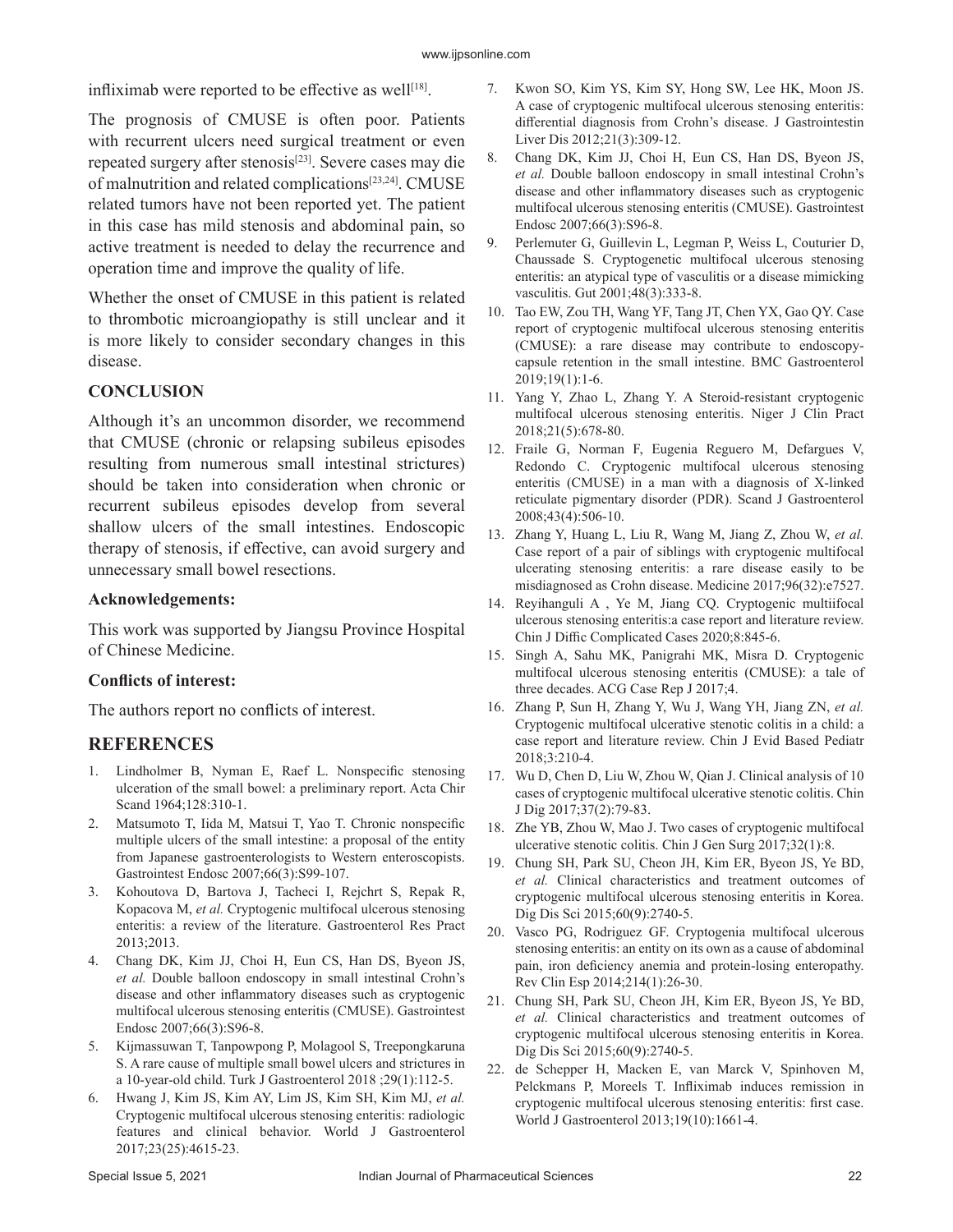infliximab were reported to be effective as well[18].

The prognosis of CMUSE is often poor. Patients with recurrent ulcers need surgical treatment or even repeated surgery after stenosis[23]. Severe cases may die of malnutrition and related complications[23,24]. CMUSE related tumors have not been reported yet. The patient in this case has mild stenosis and abdominal pain, so active treatment is needed to delay the recurrence and operation time and improve the quality of life.

Whether the onset of CMUSE in this patient is related to thrombotic microangiopathy is still unclear and it is more likely to consider secondary changes in this disease.

## CONCLUSION

Although it's an uncommon disorder, we recommend that CMUSE (chronic or relapsing subileus episodes resulting from numerous small intestinal strictures) should be taken into consideration when chronic or recurrent subileus episodes develop from several shallow ulcers of the small intestines. Endoscopic therapy of stenosis, if effective, can avoid surgery and unnecessary small bowel resections.

### Acknowledgements:

This work was supported by Jiangsu Province Hospital of Chinese Medicine.

### Conflicts of interest:

The authors report no conflicts of interest.

## REFERENCES

1. Lindholmer B, Nyman E, Raef L. Nonspecific stenosing ulceration of the small bowel: a preliminary report. Acta Chir Scand 1964;128:310-1.
2. Matsumoto T, Iida M, Matsui T, Yao T. Chronic nonspecific multiple ulcers of the small intestine: a proposal of the entity from Japanese gastroenterologists to Western enteroscopists. Gastrointest Endosc 2007;66(3):S99-107.
3. Kohoutova D, Bartova J, Tacheci I, Rejchrt S, Repak R, Kopacova M, *et al.* Cryptogenic multifocal ulcerous stenosing enteritis: a review of the literature. Gastroenterol Res Pract 2013;2013.
4. Chang DK, Kim JJ, Choi H, Eun CS, Han DS, Byeon JS, *et al.* Double balloon endoscopy in small intestinal Crohn's disease and other inflammatory diseases such as cryptogenic multifocal ulcerous stenosing enteritis (CMUSE). Gastrointest Endosc 2007;66(3):S96-8.
5. Kijmassuwan T, Tanpowpong P, Molagool S, Treepongkaruna S. A rare cause of multiple small bowel ulcers and strictures in a 10-year-old child. Turk J Gastroenterol 2018 ;29(1):112-5.
6. Hwang J, Kim JS, Kim AY, Lim JS, Kim SH, Kim MJ, *et al.* Cryptogenic multifocal ulcerous stenosing enteritis: radiologic features and clinical behavior. World J Gastroenterol 2017;23(25):4615-23.
7. Kwon SO, Kim YS, Kim SY, Hong SW, Lee HK, Moon JS. A case of cryptogenic multifocal ulcerous stenosing enteritis: differential diagnosis from Crohn's disease. J Gastrointestin Liver Dis 2012;21(3):309-12.
8. Chang DK, Kim JJ, Choi H, Eun CS, Han DS, Byeon JS, *et al.* Double balloon endoscopy in small intestinal Crohn's disease and other inflammatory diseases such as cryptogenic multifocal ulcerous stenosing enteritis (CMUSE). Gastrointest Endosc 2007;66(3):S96-8.
9. Perlemuter G, Guillevin L, Legman P, Weiss L, Couturier D, Chaussade S. Cryptogenetic multifocal ulcerous stenosing enteritis: an atypical type of vasculitis or a disease mimicking vasculitis. Gut 2001;48(3):333-8.
10. Tao EW, Zou TH, Wang YF, Tang JT, Chen YX, Gao QY. Case report of cryptogenic multifocal ulcerous stenosing enteritis (CMUSE): a rare disease may contribute to endoscopy-capsule retention in the small intestine. BMC Gastroenterol 2019;19(1):1-6.
11. Yang Y, Zhao L, Zhang Y. A Steroid-resistant cryptogenic multifocal ulcerous stenosing enteritis. Niger J Clin Pract 2018;21(5):678-80.
12. Fraile G, Norman F, Eugenia Reguero M, Defargues V, Redondo C. Cryptogenic multifocal ulcerous stenosing enteritis (CMUSE) in a man with a diagnosis of X-linked reticulate pigmentary disorder (PDR). Scand J Gastroenterol 2008;43(4):506-10.
13. Zhang Y, Huang L, Liu R, Wang M, Jiang Z, Zhou W, *et al.* Case report of a pair of siblings with cryptogenic multifocal ulcerating stenosing enteritis: a rare disease easily to be misdiagnosed as Crohn disease. Medicine 2017;96(32):e7527.
14. Reyihanguli A , Ye M, Jiang CQ. Cryptogenic multiifocal ulcerous stenosing enteritis:a case report and literature review. Chin J Diffic Complicated Cases 2020;8:845-6.
15. Singh A, Sahu MK, Panigrahi MK, Misra D. Cryptogenic multifocal ulcerous stenosing enteritis (CMUSE): a tale of three decades. ACG Case Rep J 2017;4.
16. Zhang P, Sun H, Zhang Y, Wu J, Wang YH, Jiang ZN, *et al.* Cryptogenic multifocal ulcerative stenotic colitis in a child: a case report and literature review. Chin J Evid Based Pediatr 2018;3:210-4.
17. Wu D, Chen D, Liu W, Zhou W, Qian J. Clinical analysis of 10 cases of cryptogenic multifocal ulcerative stenotic colitis. Chin J Dig 2017;37(2):79-83.
18. Zhe YB, Zhou W, Mao J. Two cases of cryptogenic multifocal ulcerative stenotic colitis. Chin J Gen Surg 2017;32(1):8.
19. Chung SH, Park SU, Cheon JH, Kim ER, Byeon JS, Ye BD, *et al.* Clinical characteristics and treatment outcomes of cryptogenic multifocal ulcerous stenosing enteritis in Korea. Dig Dis Sci 2015;60(9):2740-5.
20. Vasco PG, Rodriguez GF. Cryptogenia multifocal ulcerous stenosing enteritis: an entity on its own as a cause of abdominal pain, iron deficiency anemia and protein-losing enteropathy. Rev Clin Esp 2014;214(1):26-30.
21. Chung SH, Park SU, Cheon JH, Kim ER, Byeon JS, Ye BD, *et al.* Clinical characteristics and treatment outcomes of cryptogenic multifocal ulcerous stenosing enteritis in Korea. Dig Dis Sci 2015;60(9):2740-5.
22. de Schepper H, Macken E, van Marck V, Spinhoven M, Pelckmans P, Moreels T. Infliximab induces remission in cryptogenic multifocal ulcerous stenosing enteritis: first case. World J Gastroenterol 2013;19(10):1661-4.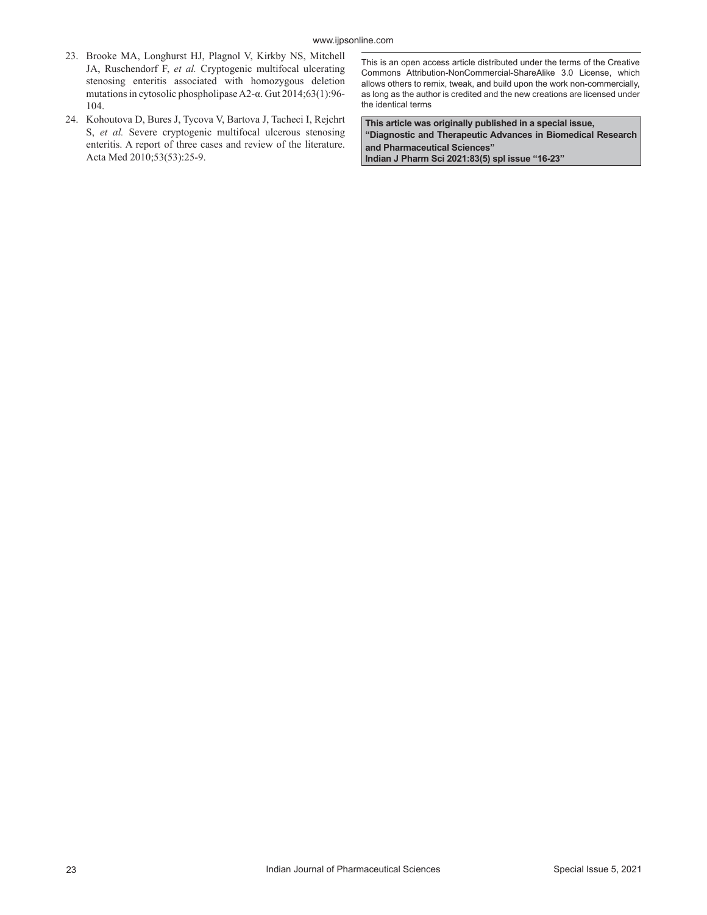23. Brooke MA, Longhurst HJ, Plagnol V, Kirkby NS, Mitchell JA, Ruschendorf F, *et al.* Cryptogenic multifocal ulcerating stenosing enteritis associated with homozygous deletion mutations in cytosolic phospholipase A2-α. Gut 2014;63(1):96-104.
24. Kohoutova D, Bures J, Tycova V, Bartova J, Tacheci I, Rejchrt S, *et al.* Severe cryptogenic multifocal ulcerous stenosing enteritis. A report of three cases and review of the literature. Acta Med 2010;53(53):25-9.

This is an open access article distributed under the terms of the Creative Commons Attribution-NonCommercial-ShareAlike 3.0 License, which allows others to remix, tweak, and build upon the work non-commercially, as long as the author is credited and the new creations are licensed under the identical terms

**This article was originally published in a special issue, "Diagnostic and Therapeutic Advances in Biomedical Research and Pharmaceutical Sciences"**
**Indian J Pharm Sci 2021:83(5) spl issue "16-23"**